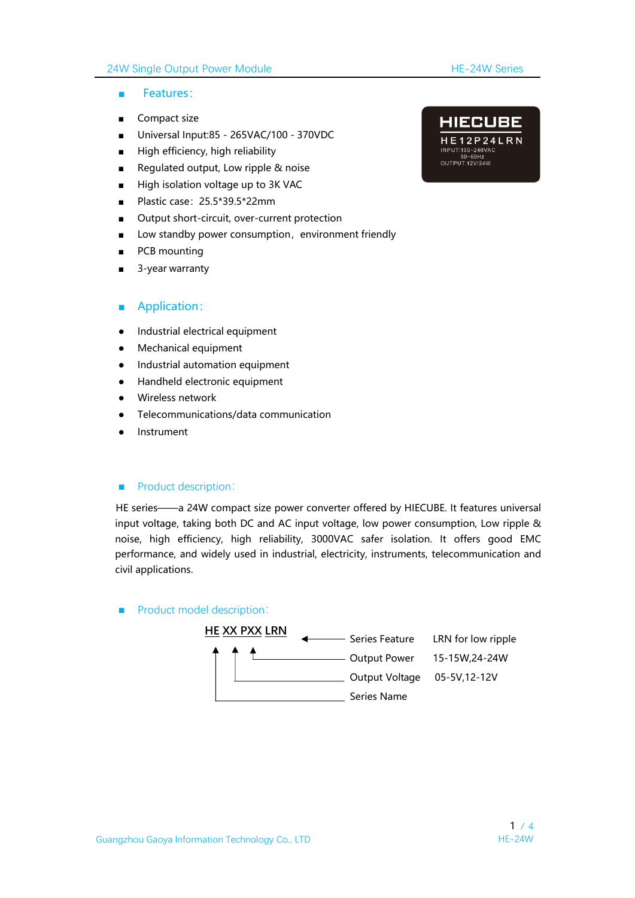## Features:

- Compact size
- Universal Input:85 - 265VAC/100 - 370VDC
- High efficiency, high reliability
- Regulated output, Low ripple & noise
- High isolation voltage up to 3K VAC
- Plastic case：25.5*39.5*22mm
- Output short-circuit, over-current protection
- Low standby power consumption，environment friendly
- PCB mounting
- 3-year warranty

HIECUBE
HE12P24LRN
INPUT:100~240VAC
50~60Hz
OUTPUT:12V/24W

## Application:

- Industrial electrical equipment
- Mechanical equipment
- Industrial automation equipment
- Handheld electronic equipment
- Wireless network
- Telecommunications/data communication
- Instrument

## Product description:

HE series——a 24W compact size power converter offered by HIECUBE. It features universal input voltage, taking both DC and AC input voltage, low power consumption, Low ripple & noise, high efficiency, high reliability, 3000VAC safer isolation. It offers good EMC performance, and widely used in industrial, electricity, instruments, telecommunication and civil applications.

## Product model description:

**HE XX PXX LRN**

| Field | Description | Values |
|---|---|---|
| LRN | Series Feature | LRN for low ripple |
| PXX | Output Power | 15-15W,24-24W |
| XX | Output Voltage | 05-5V,12-12V |
| HE | Series Name | |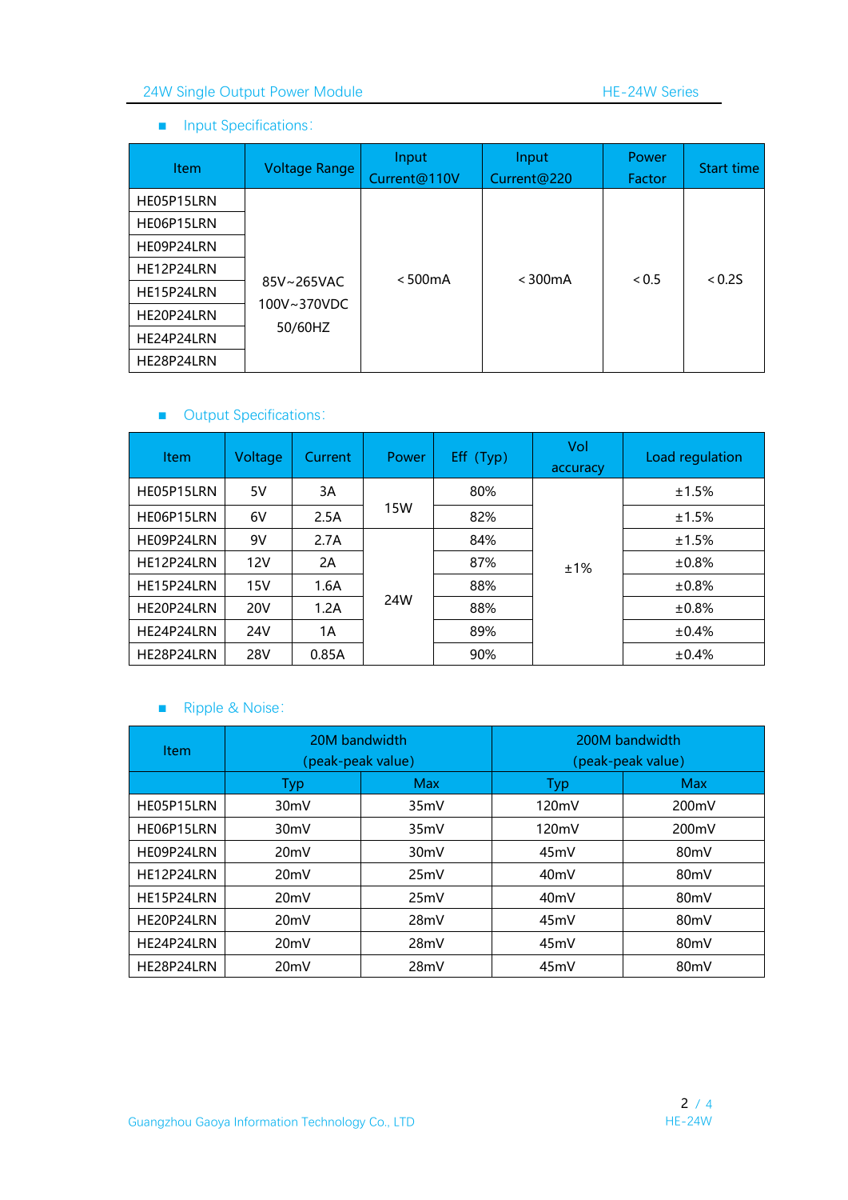- Input Specifications：

| Item | Voltage Range | Input Current@110V | Input Current@220 | Power Factor | Start time |
|---|---|---|---|---|---|
| HE05P15LRN | 85V~265VAC 100V~370VDC 50/60HZ | ＜500mA | ＜300mA | ＜0.5 | ＜0.2S |
| HE06P15LRN | | | | | |
| HE09P24LRN | | | | | |
| HE12P24LRN | | | | | |
| HE15P24LRN | | | | | |
| HE20P24LRN | | | | | |
| HE24P24LRN | | | | | |
| HE28P24LRN | | | | | |

- Output Specifications：

| Item | Voltage | Current | Power | Eff（Typ) | Vol accuracy | Load regulation |
|---|---|---|---|---|---|---|
| HE05P15LRN | 5V | 3A | 15W | 80% | ±1% | ±1.5% |
| HE06P15LRN | 6V | 2.5A | | 82% | | ±1.5% |
| HE09P24LRN | 9V | 2.7A | 24W | 84% | | ±1.5% |
| HE12P24LRN | 12V | 2A | | 87% | | ±0.8% |
| HE15P24LRN | 15V | 1.6A | | 88% | | ±0.8% |
| HE20P24LRN | 20V | 1.2A | | 88% | | ±0.8% |
| HE24P24LRN | 24V | 1A | | 89% | | ±0.4% |
| HE28P24LRN | 28V | 0.85A | | 90% | | ±0.4% |

- Ripple & Noise：

| Item | 20M bandwidth (peak-peak value) | | 200M bandwidth (peak-peak value) | |
|---|---|---|---|---|
| | Typ | Max | Typ | Max |
| HE05P15LRN | 30mV | 35mV | 120mV | 200mV |
| HE06P15LRN | 30mV | 35mV | 120mV | 200mV |
| HE09P24LRN | 20mV | 30mV | 45mV | 80mV |
| HE12P24LRN | 20mV | 25mV | 40mV | 80mV |
| HE15P24LRN | 20mV | 25mV | 40mV | 80mV |
| HE20P24LRN | 20mV | 28mV | 45mV | 80mV |
| HE24P24LRN | 20mV | 28mV | 45mV | 80mV |
| HE28P24LRN | 20mV | 28mV | 45mV | 80mV |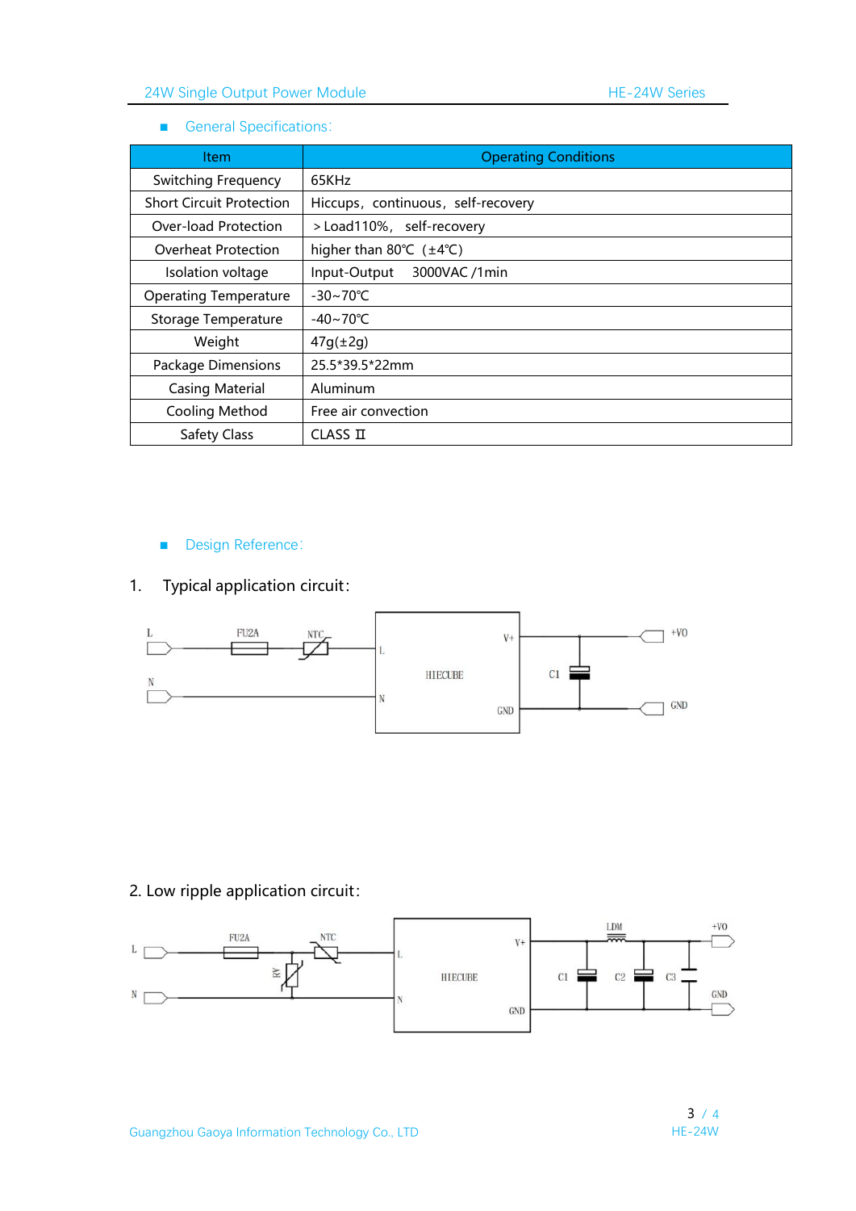## General Specifications:

| Item | Operating Conditions |
|---|---|
| Switching Frequency | 65KHz |
| Short Circuit Protection | Hiccups，continuous，self-recovery |
| Over-load Protection | ＞Load110%， self-recovery |
| Overheat Protection | higher than 80℃（±4℃) |
| Isolation voltage | Input-Output 3000VAC /1min |
| Operating Temperature | -30~70℃ |
| Storage Temperature | -40~70℃ |
| Weight | 47g(±2g) |
| Package Dimensions | 25.5*39.5*22mm |
| Casing Material | Aluminum |
| Cooling Method | Free air convection |
| Safety Class | CLASS Ⅱ |

## Design Reference:

1. Typical application circuit:

L FU2A NTC L HIECUBE V+ C1 +VO N N GND GND

2. Low ripple application circuit:

L FU2A NTC RV N L HIECUBE N V+ GND LDM C1 C2 C3 +VO GND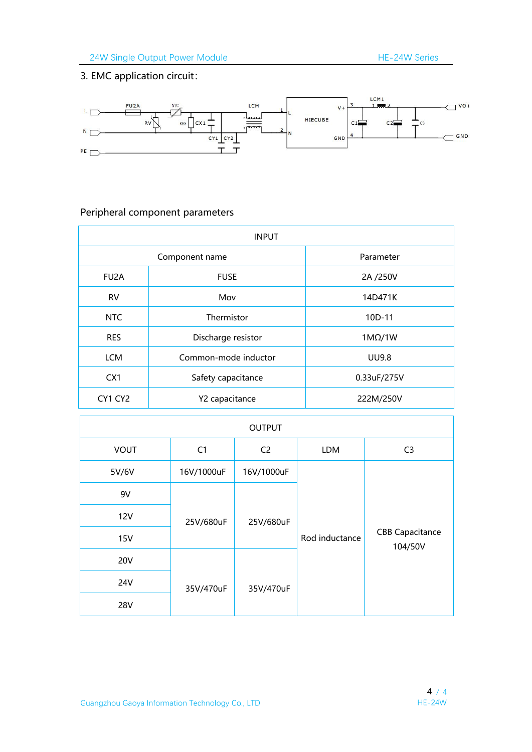## 3. EMC application circuit:

Peripheral component parameters

| INPUT | | |
|---|---|---|
| Component name | | Parameter |
| FU2A | FUSE | 2A /250V |
| RV | Mov | 14D471K |
| NTC | Thermistor | 10D-11 |
| RES | Discharge resistor | 1MΩ/1W |
| LCM | Common-mode inductor | UU9.8 |
| CX1 | Safety capacitance | 0.33uF/275V |
| CY1 CY2 | Y2 capacitance | 222M/250V |

| OUTPUT | | | | |
|---|---|---|---|---|
| VOUT | C1 | C2 | LDM | C3 |
| 5V/6V | 16V/1000uF | 16V/1000uF | Rod inductance | CBB Capacitance 104/50V |
| 9V | 25V/680uF | 25V/680uF | | |
| 12V | | | | |
| 15V | | | | |
| 20V | 35V/470uF | 35V/470uF | | |
| 24V | | | | |
| 28V | | | | |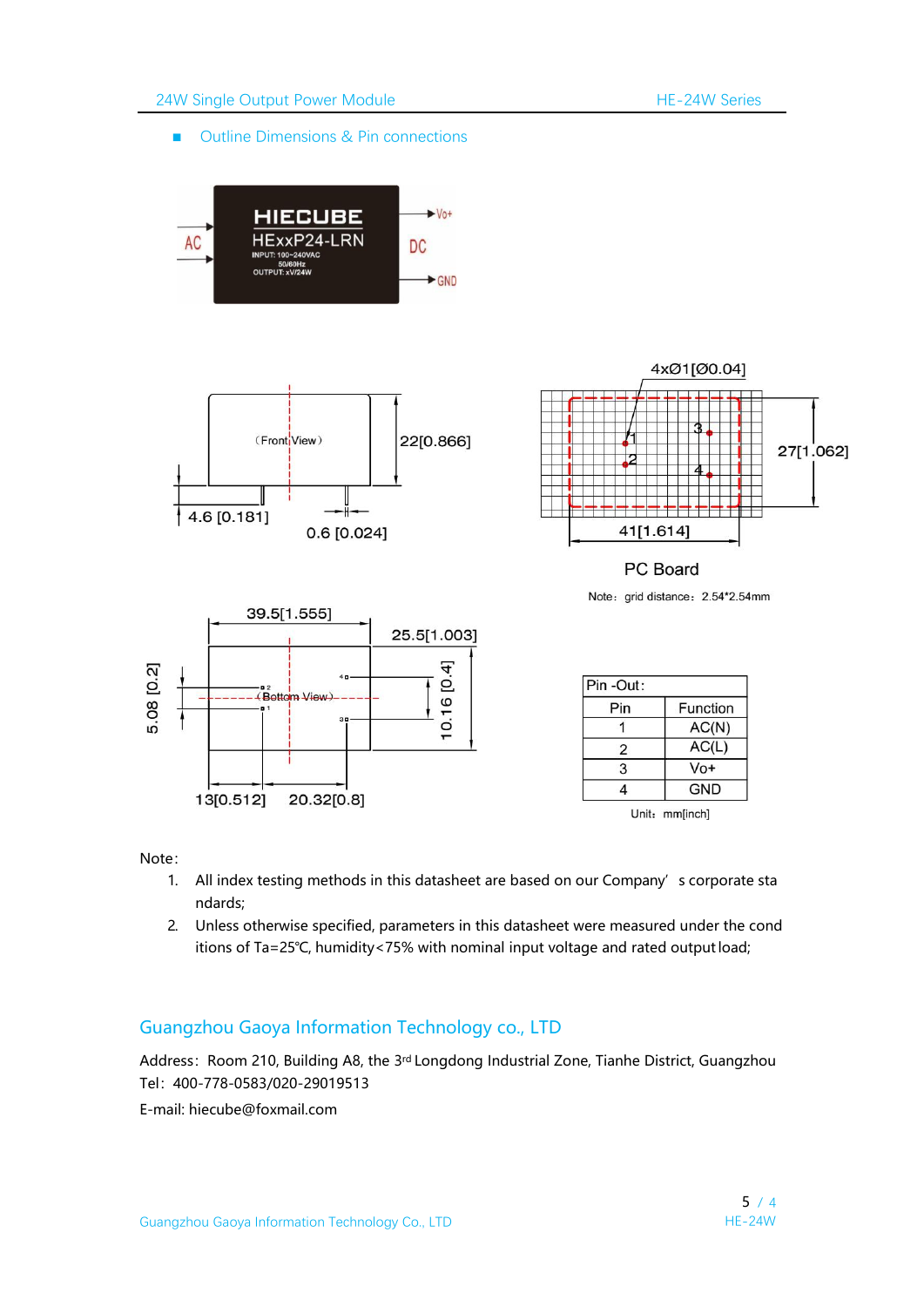## Outline Dimensions & Pin connections

HIECUBE
HExxP24-LRN
INPUT: 100~240VAC
50/60Hz
OUTPUT: xV/24W

AC
DC
Vo+
GND

(Front View)
22[0.866]
4.6 [0.181]
0.6 [0.024]

4xØ1[Ø0.04]
27[1.062]
41[1.614]

PC Board

Note: grid distance: 2.54*2.54mm

39.5[1.555]
25.5[1.003]
5.08 [0.2]
(Bottom View)
10.16 [0.4]
13[0.512]
20.32[0.8]

| Pin -Out: | |
|---|---|
| Pin | Function |
| 1 | AC(N) |
| 2 | AC(L) |
| 3 | Vo+ |
| 4 | GND |

Unit: mm[inch]

Note:

1. All index testing methods in this datasheet are based on our Company' s corporate standards;
2. Unless otherwise specified, parameters in this datasheet were measured under the conditions of Ta=25℃, humidity<75% with nominal input voltage and rated output load;

## Guangzhou Gaoya Information Technology co., LTD

Address: Room 210, Building A8, the 3rd Longdong Industrial Zone, Tianhe District, Guangzhou
Tel: 400-778-0583/020-29019513
E-mail: hiecube@foxmail.com